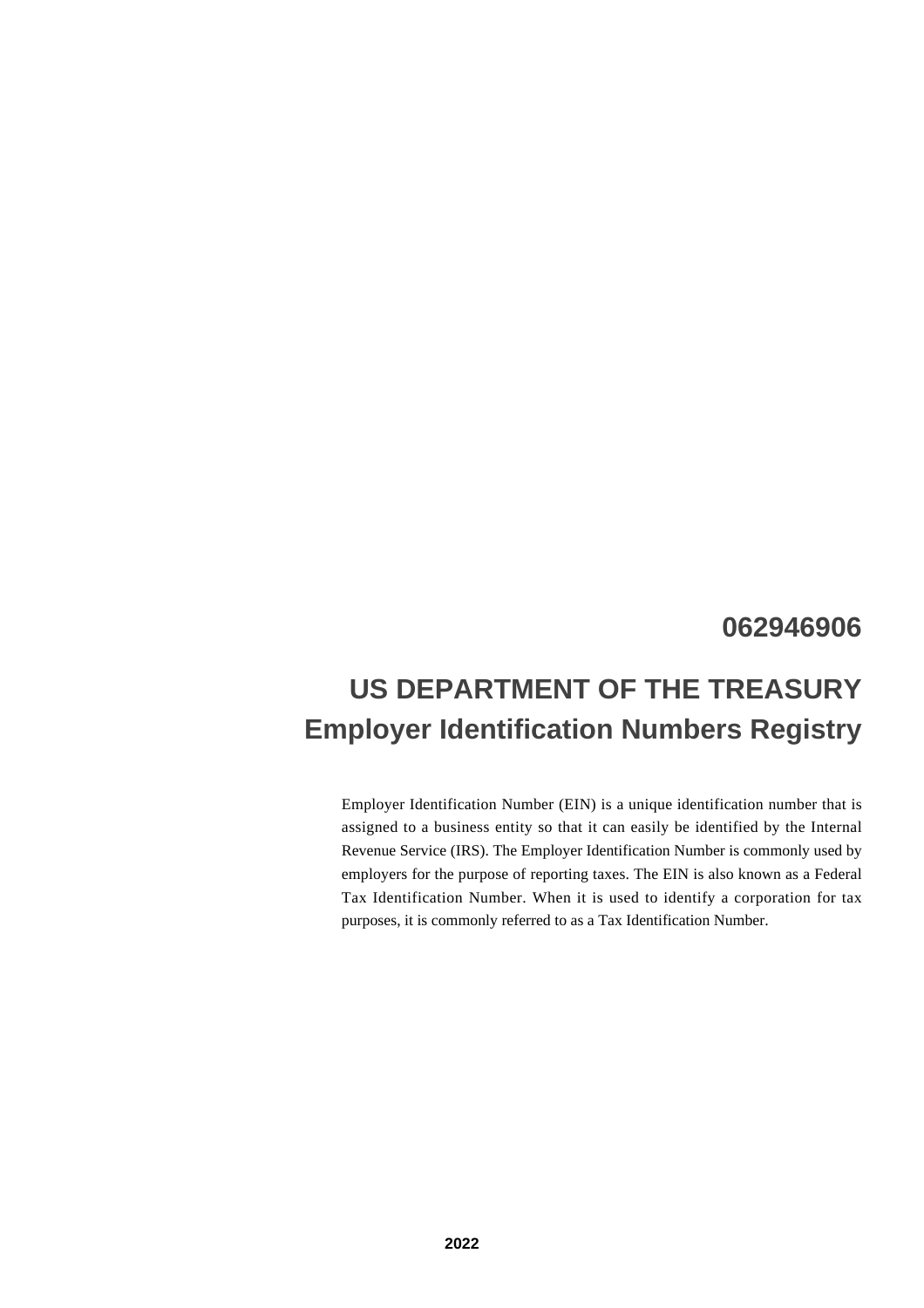# 062946906

# US DEPARTMENT OF THE TREASURY
## Employer Identification Numbers Registry

Employer Identification Number (EIN) is a unique identification number that is assigned to a business entity so that it can easily be identified by the Internal Revenue Service (IRS). The Employer Identification Number is commonly used by employers for the purpose of reporting taxes. The EIN is also known as a Federal Tax Identification Number. When it is used to identify a corporation for tax purposes, it is commonly referred to as a Tax Identification Number.

**2022**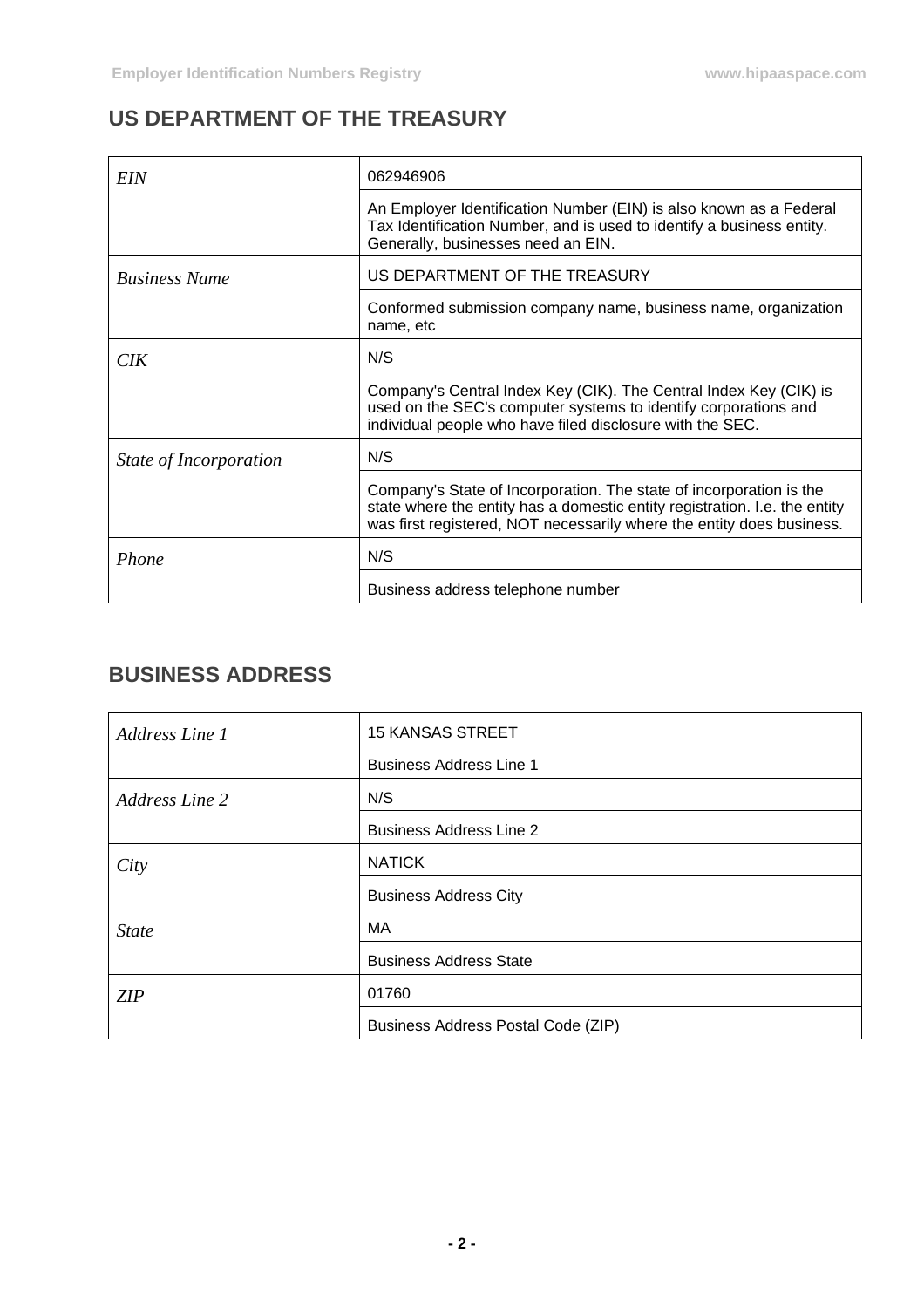## US DEPARTMENT OF THE TREASURY

| | |
|---|---|
| *EIN* | 062946906 |
| | An Employer Identification Number (EIN) is also known as a Federal Tax Identification Number, and is used to identify a business entity. Generally, businesses need an EIN. |
| *Business Name* | US DEPARTMENT OF THE TREASURY |
| | Conformed submission company name, business name, organization name, etc |
| *CIK* | N/S |
| | Company's Central Index Key (CIK). The Central Index Key (CIK) is used on the SEC's computer systems to identify corporations and individual people who have filed disclosure with the SEC. |
| *State of Incorporation* | N/S |
| | Company's State of Incorporation. The state of incorporation is the state where the entity has a domestic entity registration. I.e. the entity was first registered, NOT necessarily where the entity does business. |
| *Phone* | N/S |
| | Business address telephone number |

## BUSINESS ADDRESS

| | |
|---|---|
| *Address Line 1* | 15 KANSAS STREET |
| | Business Address Line 1 |
| *Address Line 2* | N/S |
| | Business Address Line 2 |
| *City* | NATICK |
| | Business Address City |
| *State* | MA |
| | Business Address State |
| *ZIP* | 01760 |
| | Business Address Postal Code (ZIP) |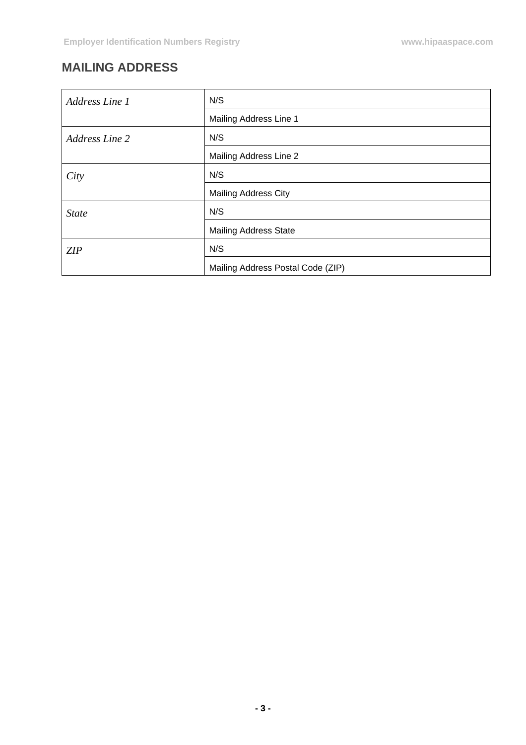## MAILING ADDRESS

| | |
|---|---|
| *Address Line 1* | N/S |
| | Mailing Address Line 1 |
| *Address Line 2* | N/S |
| | Mailing Address Line 2 |
| *City* | N/S |
| | Mailing Address City |
| *State* | N/S |
| | Mailing Address State |
| *ZIP* | N/S |
| | Mailing Address Postal Code (ZIP) |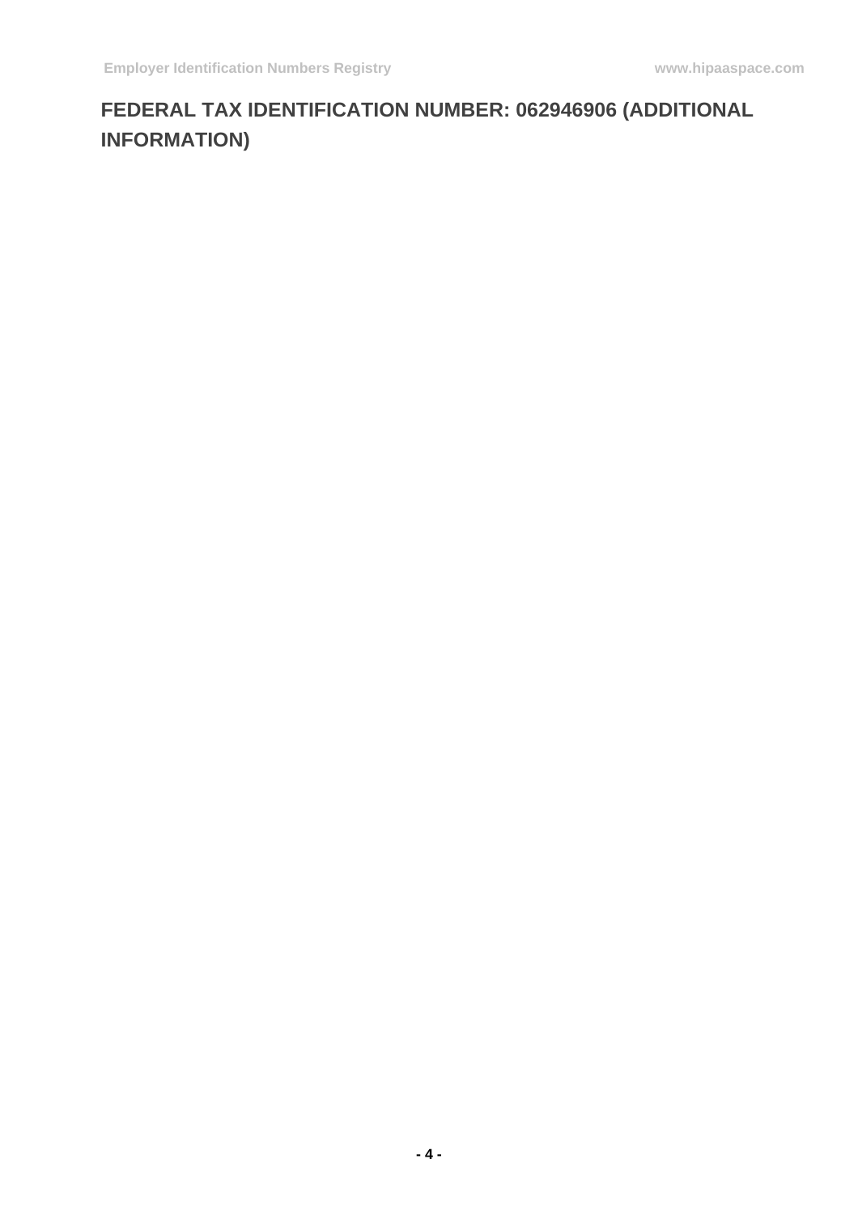## FEDERAL TAX IDENTIFICATION NUMBER: 062946906 (ADDITIONAL INFORMATION)